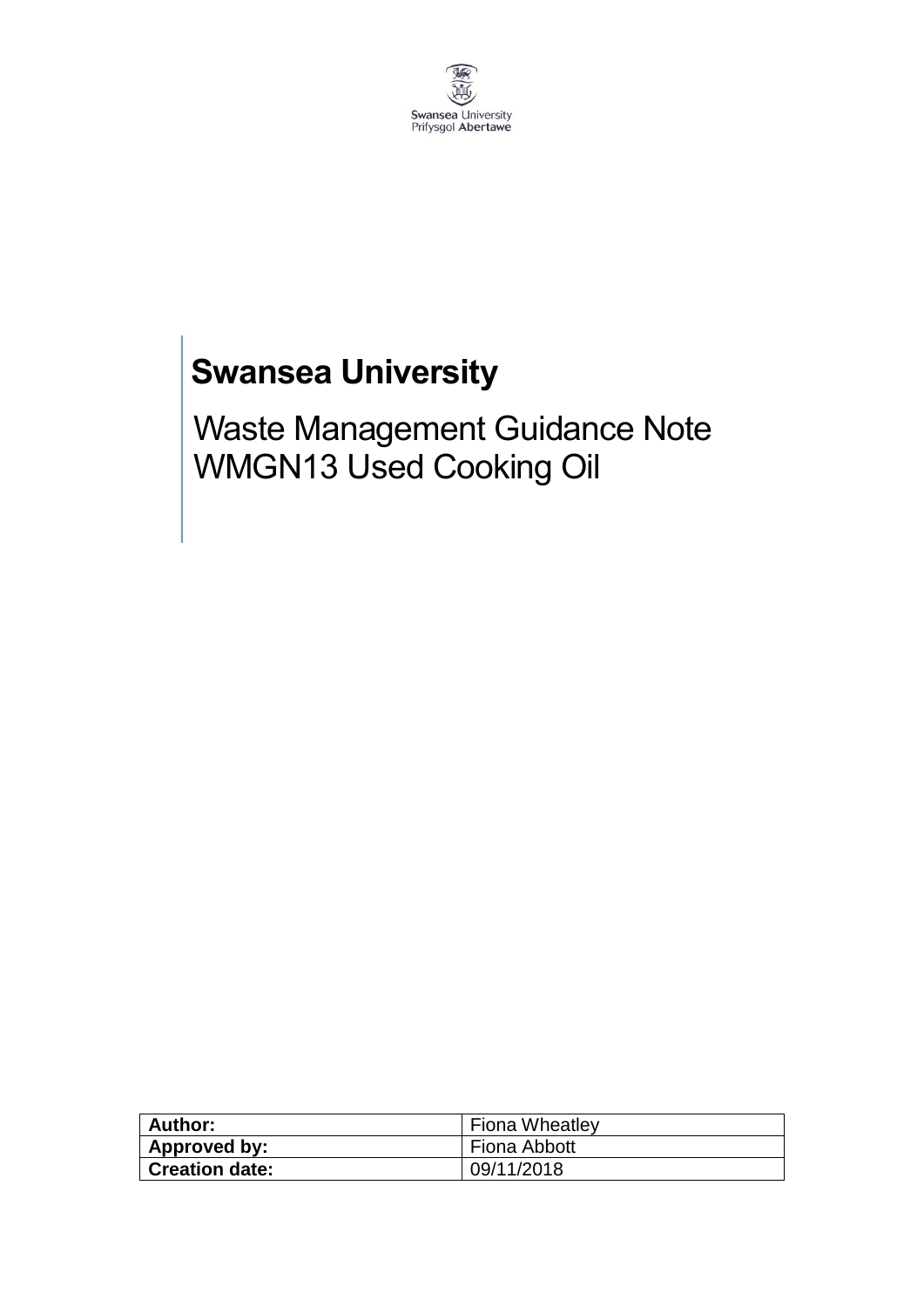Swansea University
Prifysgol Abertawe

# Swansea University

## Waste Management Guidance Note WMGN13 Used Cooking Oil

| | |
|---|---|
| **Author:** | Fiona Wheatley |
| **Approved by:** | Fiona Abbott |
| **Creation date:** | 09/11/2018 |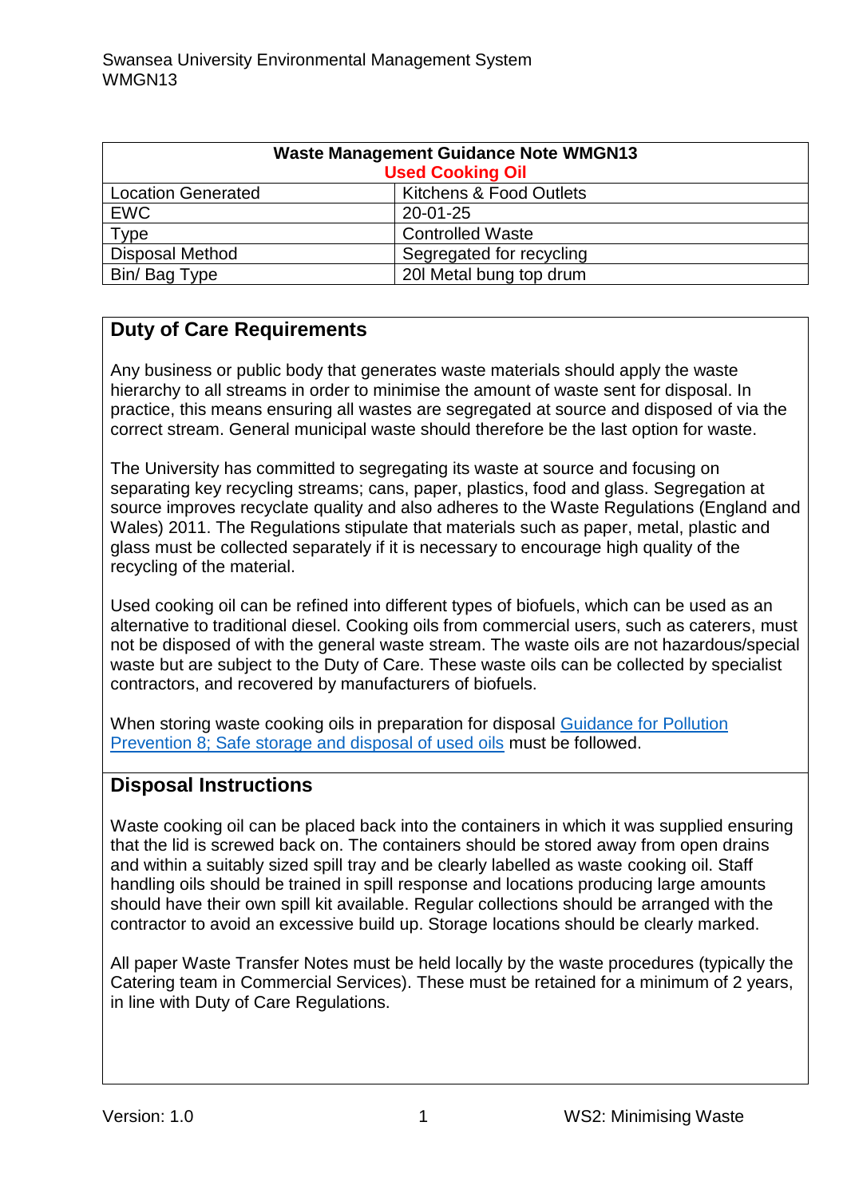| Waste Management Guidance Note WMGN13<br>Used Cooking Oil | |
| --- | --- |
| Location Generated | Kitchens & Food Outlets |
| EWC | 20-01-25 |
| Type | Controlled Waste |
| Disposal Method | Segregated for recycling |
| Bin/ Bag Type | 20l Metal bung top drum |

## Duty of Care Requirements

Any business or public body that generates waste materials should apply the waste hierarchy to all streams in order to minimise the amount of waste sent for disposal. In practice, this means ensuring all wastes are segregated at source and disposed of via the correct stream. General municipal waste should therefore be the last option for waste.

The University has committed to segregating its waste at source and focusing on separating key recycling streams; cans, paper, plastics, food and glass. Segregation at source improves recyclate quality and also adheres to the Waste Regulations (England and Wales) 2011. The Regulations stipulate that materials such as paper, metal, plastic and glass must be collected separately if it is necessary to encourage high quality of the recycling of the material.

Used cooking oil can be refined into different types of biofuels, which can be used as an alternative to traditional diesel. Cooking oils from commercial users, such as caterers, must not be disposed of with the general waste stream. The waste oils are not hazardous/special waste but are subject to the Duty of Care. These waste oils can be collected by specialist contractors, and recovered by manufacturers of biofuels.

When storing waste cooking oils in preparation for disposal Guidance for Pollution Prevention 8; Safe storage and disposal of used oils must be followed.

## Disposal Instructions

Waste cooking oil can be placed back into the containers in which it was supplied ensuring that the lid is screwed back on. The containers should be stored away from open drains and within a suitably sized spill tray and be clearly labelled as waste cooking oil. Staff handling oils should be trained in spill response and locations producing large amounts should have their own spill kit available. Regular collections should be arranged with the contractor to avoid an excessive build up. Storage locations should be clearly marked.

All paper Waste Transfer Notes must be held locally by the waste procedures (typically the Catering team in Commercial Services). These must be retained for a minimum of 2 years, in line with Duty of Care Regulations.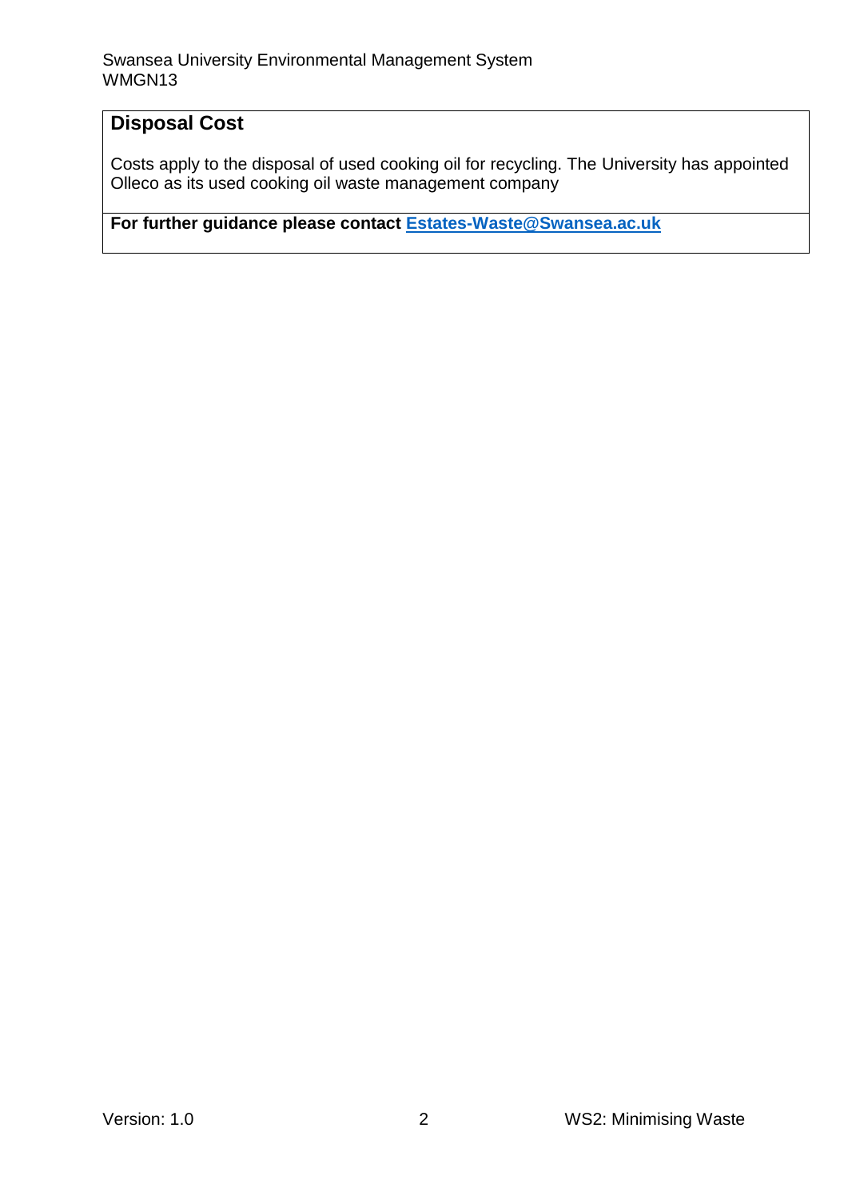## Disposal Cost

Costs apply to the disposal of used cooking oil for recycling. The University has appointed Olleco as its used cooking oil waste management company

**For further guidance please contact [Estates-Waste@Swansea.ac.uk](mailto:Estates-Waste@Swansea.ac.uk)**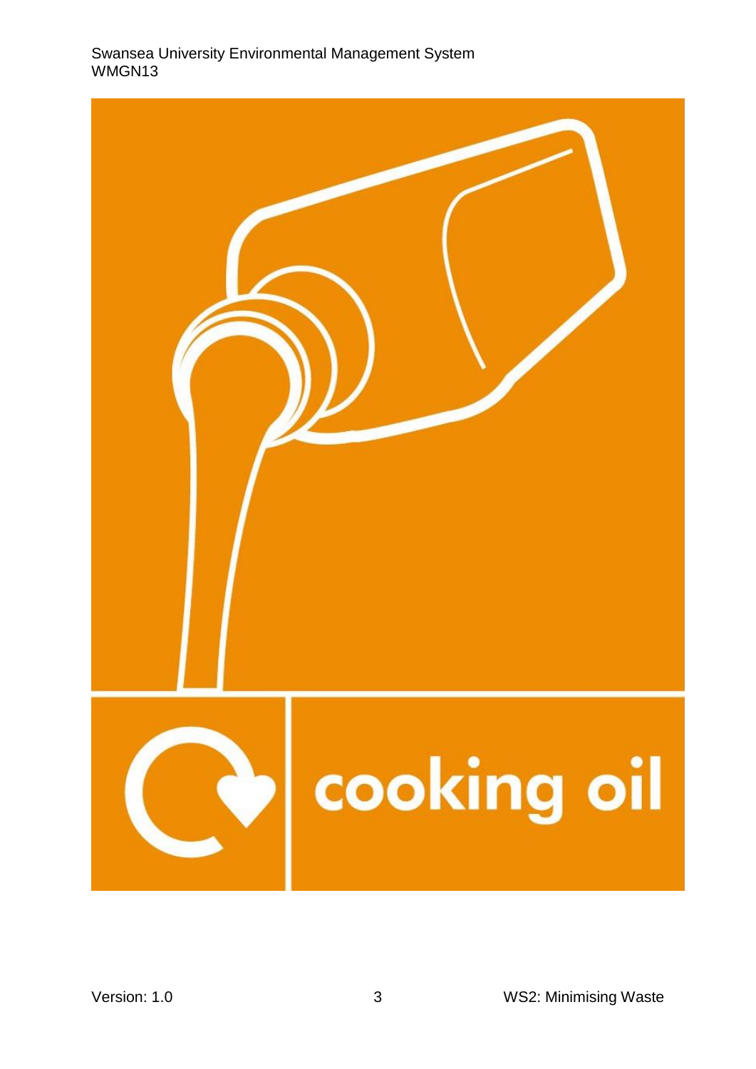cooking oil